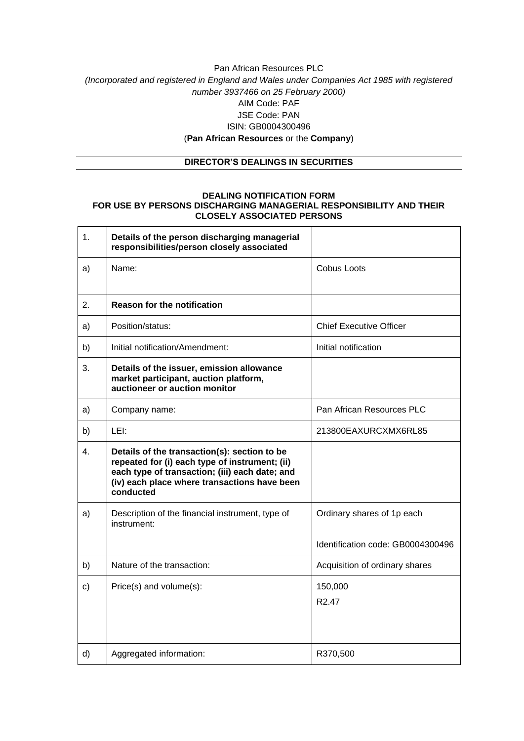Pan African Resources PLC

*(Incorporated and registered in England and Wales under Companies Act 1985 with registered number 3937466 on 25 February 2000)*

AIM Code: PAF

JSE Code: PAN

ISIN: GB0004300496

(**Pan African Resources** or the **Company**)

## DIRECTOR'S DEALINGS IN SECURITIES

### DEALING NOTIFICATION FORM FOR USE BY PERSONS DISCHARGING MANAGERIAL RESPONSIBILITY AND THEIR CLOSELY ASSOCIATED PERSONS

| | | |
|---|---|---|
| 1. | **Details of the person discharging managerial responsibilities/person closely associated** | |
| a) | Name: | Cobus Loots |
| 2. | **Reason for the notification** | |
| a) | Position/status: | Chief Executive Officer |
| b) | Initial notification/Amendment: | Initial notification |
| 3. | **Details of the issuer, emission allowance market participant, auction platform, auctioneer or auction monitor** | |
| a) | Company name: | Pan African Resources PLC |
| b) | LEI: | 213800EAXURCXMX6RL85 |
| 4. | **Details of the transaction(s): section to be repeated for (i) each type of instrument; (ii) each type of transaction; (iii) each date; and (iv) each place where transactions have been conducted** | |
| a) | Description of the financial instrument, type of instrument: | Ordinary shares of 1p each<br><br>Identification code: GB0004300496 |
| b) | Nature of the transaction: | Acquisition of ordinary shares |
| c) | Price(s) and volume(s): | 150,000<br>R2.47 |
| d) | Aggregated information: | R370,500 |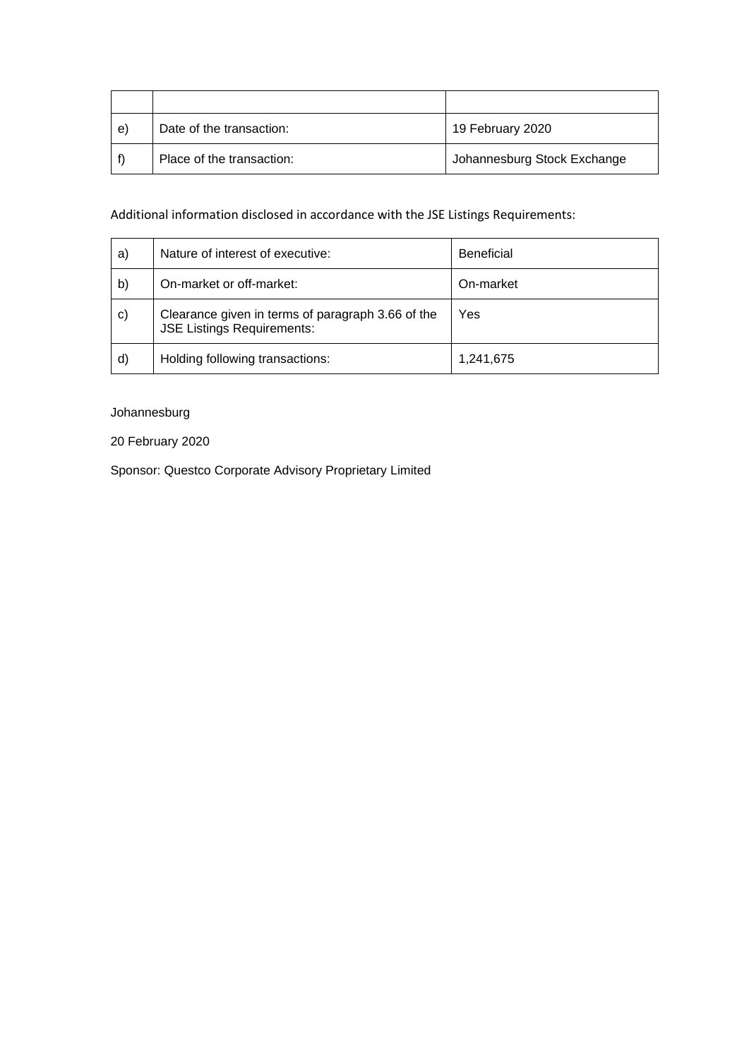| | | |
|---|---|---|
| e) | Date of the transaction: | 19 February 2020 |
| f) | Place of the transaction: | Johannesburg Stock Exchange |

Additional information disclosed in accordance with the JSE Listings Requirements:

| | | |
|---|---|---|
| a) | Nature of interest of executive: | Beneficial |
| b) | On-market or off-market: | On-market |
| c) | Clearance given in terms of paragraph 3.66 of the JSE Listings Requirements: | Yes |
| d) | Holding following transactions: | 1,241,675 |

Johannesburg

20 February 2020

Sponsor: Questco Corporate Advisory Proprietary Limited